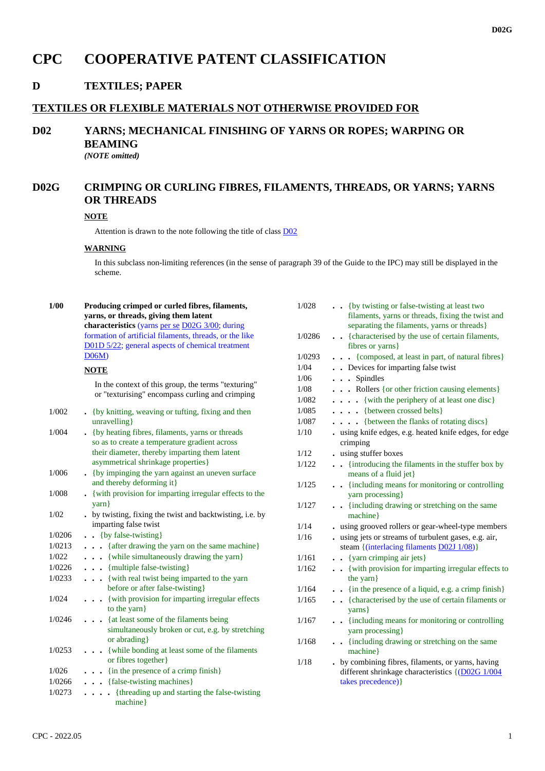# CPC COOPERATIVE PATENT CLASSIFICATION

## D TEXTILES; PAPER

## TEXTILES OR FLEXIBLE MATERIALS NOT OTHERWISE PROVIDED FOR

## D02 YARNS; MECHANICAL FINISHING OF YARNS OR ROPES; WARPING OR BEAMING

*(NOTE omitted)*

## D02G CRIMPING OR CURLING FIBRES, FILAMENTS, THREADS, OR YARNS; YARNS OR THREADS

**NOTE**

Attention is drawn to the note following the title of class D02

**WARNING**

In this subclass non-limiting references (in the sense of paragraph 39 of the Guide to the IPC) may still be displayed in the scheme.

**1/00** **Producing crimped or curled fibres, filaments, yarns, or threads, giving them latent characteristics** (yarns per se D02G 3/00; during formation of artificial filaments, threads, or the like D01D 5/22; general aspects of chemical treatment D06M)

**NOTE**

In the context of this group, the terms "texturing" or "texturising" encompass curling and crimping

1/002 . {by knitting, weaving or tufting, fixing and then unravelling}

1/004 . {by heating fibres, filaments, yarns or threads so as to create a temperature gradient across their diameter, thereby imparting them latent asymmetrical shrinkage properties}

1/006 . {by impinging the yarn against an uneven surface and thereby deforming it}

1/008 . {with provision for imparting irregular effects to the yarn}

1/02 . by twisting, fixing the twist and backtwisting, i.e. by imparting false twist

1/0206 . . {by false-twisting}

1/0213 . . . {after drawing the yarn on the same machine}

1/022 . . . {while simultaneously drawing the yarn}

1/0226 . . . {multiple false-twisting}

1/0233 . . . {with real twist being imparted to the yarn before or after false-twisting}

1/024 . . . {with provision for imparting irregular effects to the yarn}

1/0246 . . . {at least some of the filaments being simultaneously broken or cut, e.g. by stretching or abrading}

1/0253 . . . {while bonding at least some of the filaments or fibres together}

1/026 . . . {in the presence of a crimp finish}

1/0266 . . . {false-twisting machines}

1/0273 . . . . {threading up and starting the false-twisting machine}

1/028 . . {by twisting or false-twisting at least two filaments, yarns or threads, fixing the twist and separating the filaments, yarns or threads}

1/0286 . . {characterised by the use of certain filaments, fibres or yarns}

1/0293 . . . {composed, at least in part, of natural fibres}

1/04 . . Devices for imparting false twist

1/06 . . . Spindles

1/08 . . . Rollers {or other friction causing elements}

1/082 . . . . {with the periphery of at least one disc}

1/085 . . . . {between crossed belts}

1/087 . . . . {between the flanks of rotating discs}

1/10 . using knife edges, e.g. heated knife edges, for edge crimping

1/12 . using stuffer boxes

1/122 . . {introducing the filaments in the stuffer box by means of a fluid jet}

1/125 . . {including means for monitoring or controlling yarn processing}

1/127 . . {including drawing or stretching on the same machine}

1/14 . using grooved rollers or gear-wheel-type members

1/16 . using jets or streams of turbulent gases, e.g. air, steam {(interlacing filaments D02J 1/08)}

1/161 . . {yarn crimping air jets}

1/162 . . {with provision for imparting irregular effects to the yarn}

1/164 . . {in the presence of a liquid, e.g. a crimp finish}

1/165 . . {characterised by the use of certain filaments or yarns}

1/167 . . {including means for monitoring or controlling yarn processing}

1/168 . . {including drawing or stretching on the same machine}

1/18 . by combining fibres, filaments, or yarns, having different shrinkage characteristics {(D02G 1/004 takes precedence)}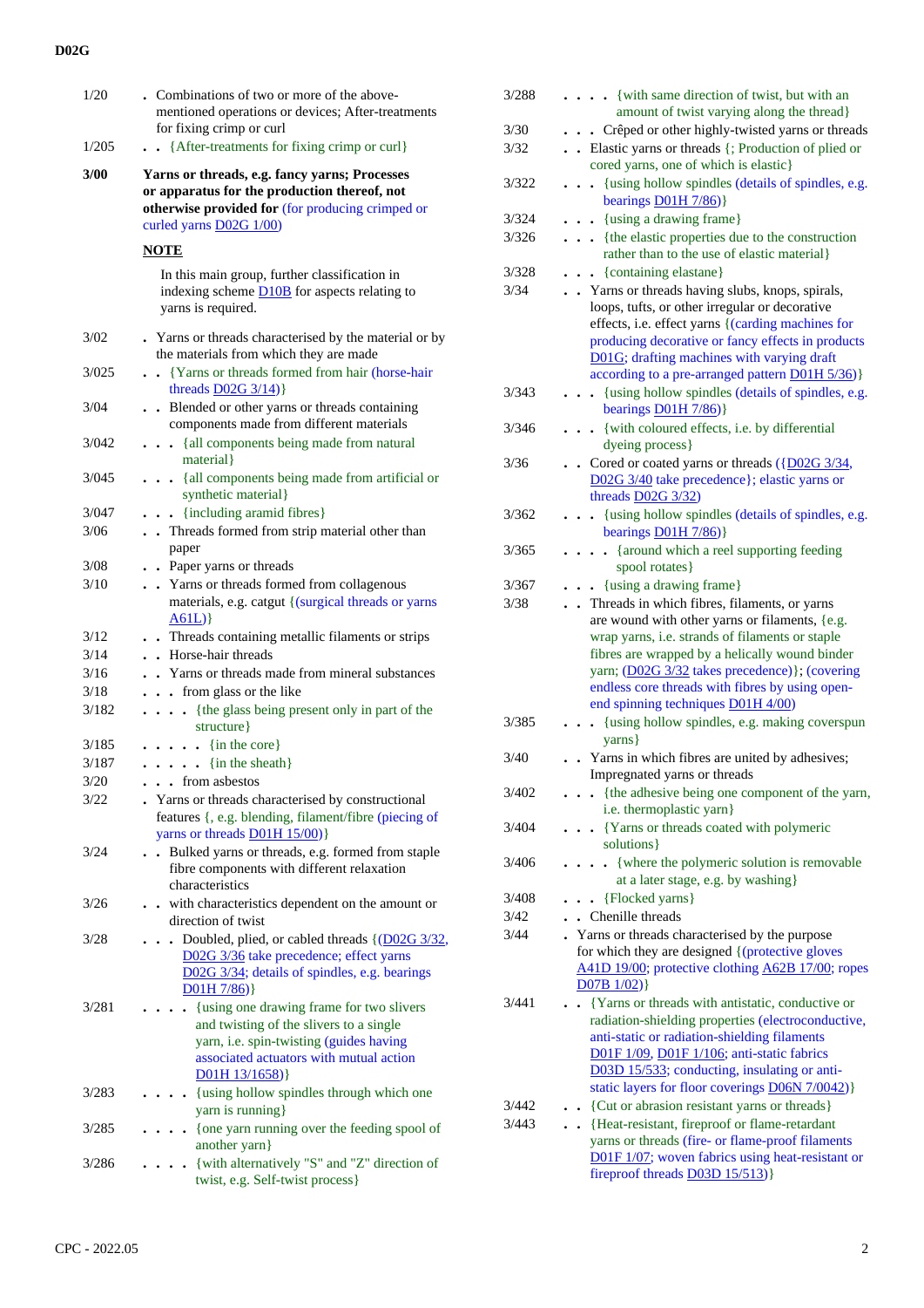| | |
|---|---|
| 1/20 | . Combinations of two or more of the above-mentioned operations or devices; After-treatments for fixing crimp or curl |
| 1/205 | . . {After-treatments for fixing crimp or curl} |
| **3/00** | **Yarns or threads, e.g. fancy yarns; Processes or apparatus for the production thereof, not otherwise provided for** (for producing crimped or curled yarns D02G 1/00) |
| | **NOTE** |
| | In this main group, further classification in indexing scheme D10B for aspects relating to yarns is required. |
| 3/02 | . Yarns or threads characterised by the material or by the materials from which they are made |
| 3/025 | . . {Yarns or threads formed from hair (horse-hair threads D02G 3/14)} |
| 3/04 | . . Blended or other yarns or threads containing components made from different materials |
| 3/042 | . . . {all components being made from natural material} |
| 3/045 | . . . {all components being made from artificial or synthetic material} |
| 3/047 | . . . {including aramid fibres} |
| 3/06 | . . Threads formed from strip material other than paper |
| 3/08 | . . Paper yarns or threads |
| 3/10 | . . Yarns or threads formed from collagenous materials, e.g. catgut {(surgical threads or yarns A61L)} |
| 3/12 | . . Threads containing metallic filaments or strips |
| 3/14 | . . Horse-hair threads |
| 3/16 | . . Yarns or threads made from mineral substances |
| 3/18 | . . . from glass or the like |
| 3/182 | . . . . {the glass being present only in part of the structure} |
| 3/185 | . . . . . {in the core} |
| 3/187 | . . . . . {in the sheath} |
| 3/20 | . . . from asbestos |
| 3/22 | . Yarns or threads characterised by constructional features {, e.g. blending, filament/fibre (piecing of yarns or threads D01H 15/00)} |
| 3/24 | . . Bulked yarns or threads, e.g. formed from staple fibre components with different relaxation characteristics |
| 3/26 | . . with characteristics dependent on the amount or direction of twist |
| 3/28 | . . . Doubled, plied, or cabled threads {(D02G 3/32, D02G 3/36 take precedence; effect yarns D02G 3/34; details of spindles, e.g. bearings D01H 7/86)} |
| 3/281 | . . . . {using one drawing frame for two slivers and twisting of the slivers to a single yarn, i.e. spin-twisting (guides having associated actuators with mutual action D01H 13/1658)} |
| 3/283 | . . . . {using hollow spindles through which one yarn is running} |
| 3/285 | . . . . {one yarn running over the feeding spool of another yarn} |
| 3/286 | . . . . {with alternatively "S" and "Z" direction of twist, e.g. Self-twist process} |
| 3/288 | . . . . {with same direction of twist, but with an amount of twist varying along the thread} |
| 3/30 | . . . Crêped or other highly-twisted yarns or threads |
| 3/32 | . . Elastic yarns or threads {; Production of plied or cored yarns, one of which is elastic} |
| 3/322 | . . . {using hollow spindles (details of spindles, e.g. bearings D01H 7/86)} |
| 3/324 | . . . {using a drawing frame} |
| 3/326 | . . . {the elastic properties due to the construction rather than to the use of elastic material} |
| 3/328 | . . . {containing elastane} |
| 3/34 | . . Yarns or threads having slubs, knops, spirals, loops, tufts, or other irregular or decorative effects, i.e. effect yarns {(carding machines for producing decorative or fancy effects in products D01G; drafting machines with varying draft according to a pre-arranged pattern D01H 5/36)} |
| 3/343 | . . . {using hollow spindles (details of spindles, e.g. bearings D01H 7/86)} |
| 3/346 | . . . {with coloured effects, i.e. by differential dyeing process} |
| 3/36 | . . Cored or coated yarns or threads ({D02G 3/34, D02G 3/40 take precedence}; elastic yarns or threads D02G 3/32) |
| 3/362 | . . . {using hollow spindles (details of spindles, e.g. bearings D01H 7/86)} |
| 3/365 | . . . . {around which a reel supporting feeding spool rotates} |
| 3/367 | . . . {using a drawing frame} |
| 3/38 | . . Threads in which fibres, filaments, or yarns are wound with other yarns or filaments, {e.g. wrap yarns, i.e. strands of filaments or staple fibres are wrapped by a helically wound binder yarn; (D02G 3/32 takes precedence)}; (covering endless core threads with fibres by using open-end spinning techniques D01H 4/00) |
| 3/385 | . . . {using hollow spindles, e.g. making coverspun yarns} |
| 3/40 | . . Yarns in which fibres are united by adhesives; Impregnated yarns or threads |
| 3/402 | . . . {the adhesive being one component of the yarn, i.e. thermoplastic yarn} |
| 3/404 | . . . {Yarns or threads coated with polymeric solutions} |
| 3/406 | . . . . {where the polymeric solution is removable at a later stage, e.g. by washing} |
| 3/408 | . . . {Flocked yarns} |
| 3/42 | . . Chenille threads |
| 3/44 | . Yarns or threads characterised by the purpose for which they are designed {(protective gloves A41D 19/00; protective clothing A62B 17/00; ropes D07B 1/02)} |
| 3/441 | . . {Yarns or threads with antistatic, conductive or radiation-shielding properties (electroconductive, anti-static or radiation-shielding filaments D01F 1/09, D01F 1/106; anti-static fabrics D03D 15/533; conducting, insulating or anti-static layers for floor coverings D06N 7/0042)} |
| 3/442 | . . {Cut or abrasion resistant yarns or threads} |
| 3/443 | . . {Heat-resistant, fireproof or flame-retardant yarns or threads (fire- or flame-proof filaments D01F 1/07; woven fabrics using heat-resistant or fireproof threads D03D 15/513)} |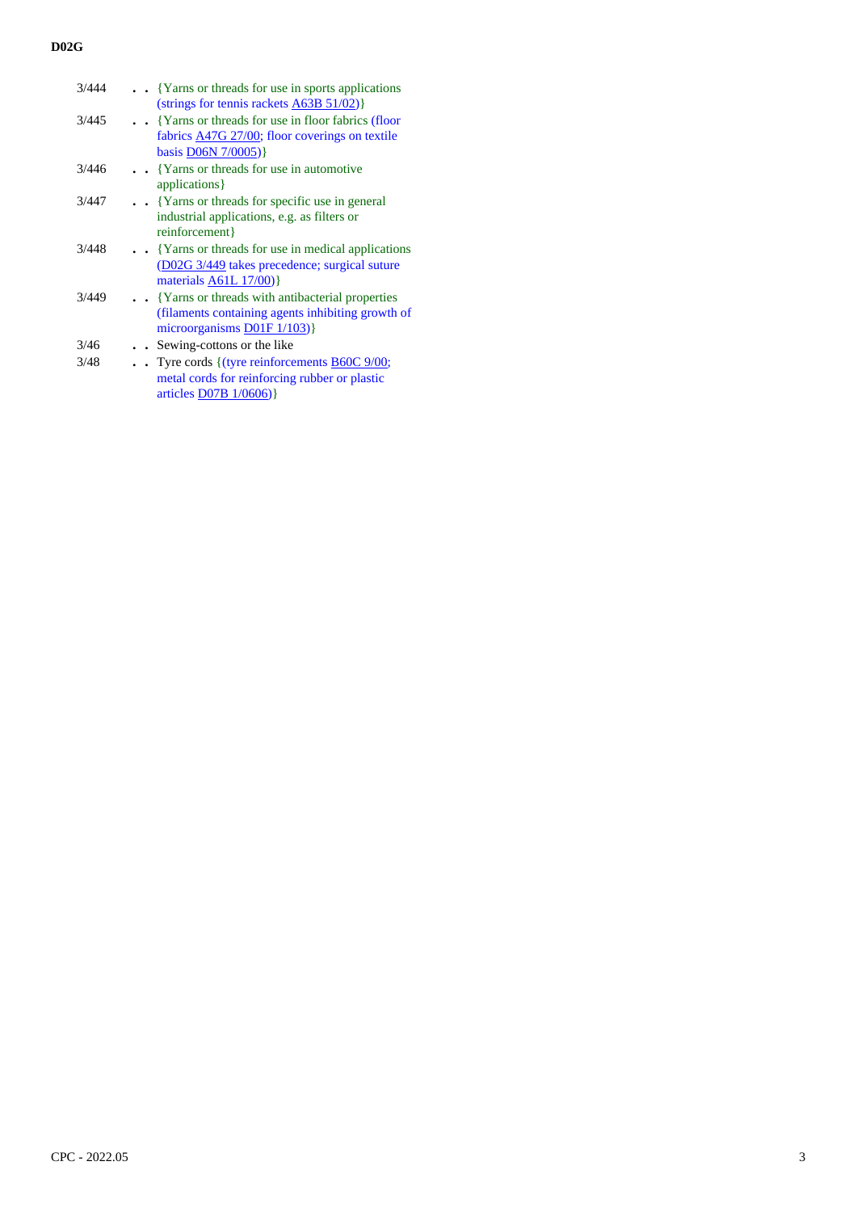| | | |
|---|---|---|
| 3/444 | . . | {Yarns or threads for use in sports applications (strings for tennis rackets A63B 51/02)} |
| 3/445 | . . | {Yarns or threads for use in floor fabrics (floor fabrics A47G 27/00; floor coverings on textile basis D06N 7/0005)} |
| 3/446 | . . | {Yarns or threads for use in automotive applications} |
| 3/447 | . . | {Yarns or threads for specific use in general industrial applications, e.g. as filters or reinforcement} |
| 3/448 | . . | {Yarns or threads for use in medical applications (D02G 3/449 takes precedence; surgical suture materials A61L 17/00)} |
| 3/449 | . . | {Yarns or threads with antibacterial properties (filaments containing agents inhibiting growth of microorganisms D01F 1/103)} |
| 3/46 | . . | Sewing-cottons or the like |
| 3/48 | . . | Tyre cords {(tyre reinforcements B60C 9/00; metal cords for reinforcing rubber or plastic articles D07B 1/0606)} |